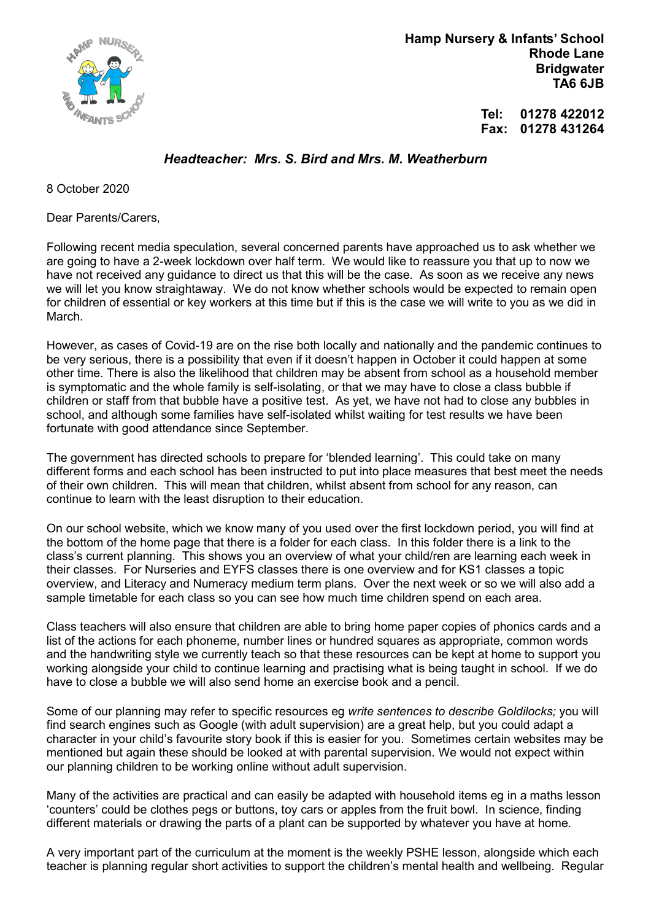**Hamp Nursery & Infants' School**
**Rhode Lane**
**Bridgwater**
**TA6 6JB**

**Tel: 01278 422012**
**Fax: 01278 431264**

***Headteacher: Mrs. S. Bird and Mrs. M. Weatherburn***

8 October 2020

Dear Parents/Carers,

Following recent media speculation, several concerned parents have approached us to ask whether we are going to have a 2-week lockdown over half term. We would like to reassure you that up to now we have not received any guidance to direct us that this will be the case. As soon as we receive any news we will let you know straightaway. We do not know whether schools would be expected to remain open for children of essential or key workers at this time but if this is the case we will write to you as we did in March.

However, as cases of Covid-19 are on the rise both locally and nationally and the pandemic continues to be very serious, there is a possibility that even if it doesn't happen in October it could happen at some other time. There is also the likelihood that children may be absent from school as a household member is symptomatic and the whole family is self-isolating, or that we may have to close a class bubble if children or staff from that bubble have a positive test. As yet, we have not had to close any bubbles in school, and although some families have self-isolated whilst waiting for test results we have been fortunate with good attendance since September.

The government has directed schools to prepare for 'blended learning'. This could take on many different forms and each school has been instructed to put into place measures that best meet the needs of their own children. This will mean that children, whilst absent from school for any reason, can continue to learn with the least disruption to their education.

On our school website, which we know many of you used over the first lockdown period, you will find at the bottom of the home page that there is a folder for each class. In this folder there is a link to the class's current planning. This shows you an overview of what your child/ren are learning each week in their classes. For Nurseries and EYFS classes there is one overview and for KS1 classes a topic overview, and Literacy and Numeracy medium term plans. Over the next week or so we will also add a sample timetable for each class so you can see how much time children spend on each area.

Class teachers will also ensure that children are able to bring home paper copies of phonics cards and a list of the actions for each phoneme, number lines or hundred squares as appropriate, common words and the handwriting style we currently teach so that these resources can be kept at home to support you working alongside your child to continue learning and practising what is being taught in school. If we do have to close a bubble we will also send home an exercise book and a pencil.

Some of our planning may refer to specific resources eg *write sentences to describe Goldilocks;* you will find search engines such as Google (with adult supervision) are a great help, but you could adapt a character in your child's favourite story book if this is easier for you. Sometimes certain websites may be mentioned but again these should be looked at with parental supervision. We would not expect within our planning children to be working online without adult supervision.

Many of the activities are practical and can easily be adapted with household items eg in a maths lesson 'counters' could be clothes pegs or buttons, toy cars or apples from the fruit bowl. In science, finding different materials or drawing the parts of a plant can be supported by whatever you have at home.

A very important part of the curriculum at the moment is the weekly PSHE lesson, alongside which each teacher is planning regular short activities to support the children's mental health and wellbeing. Regular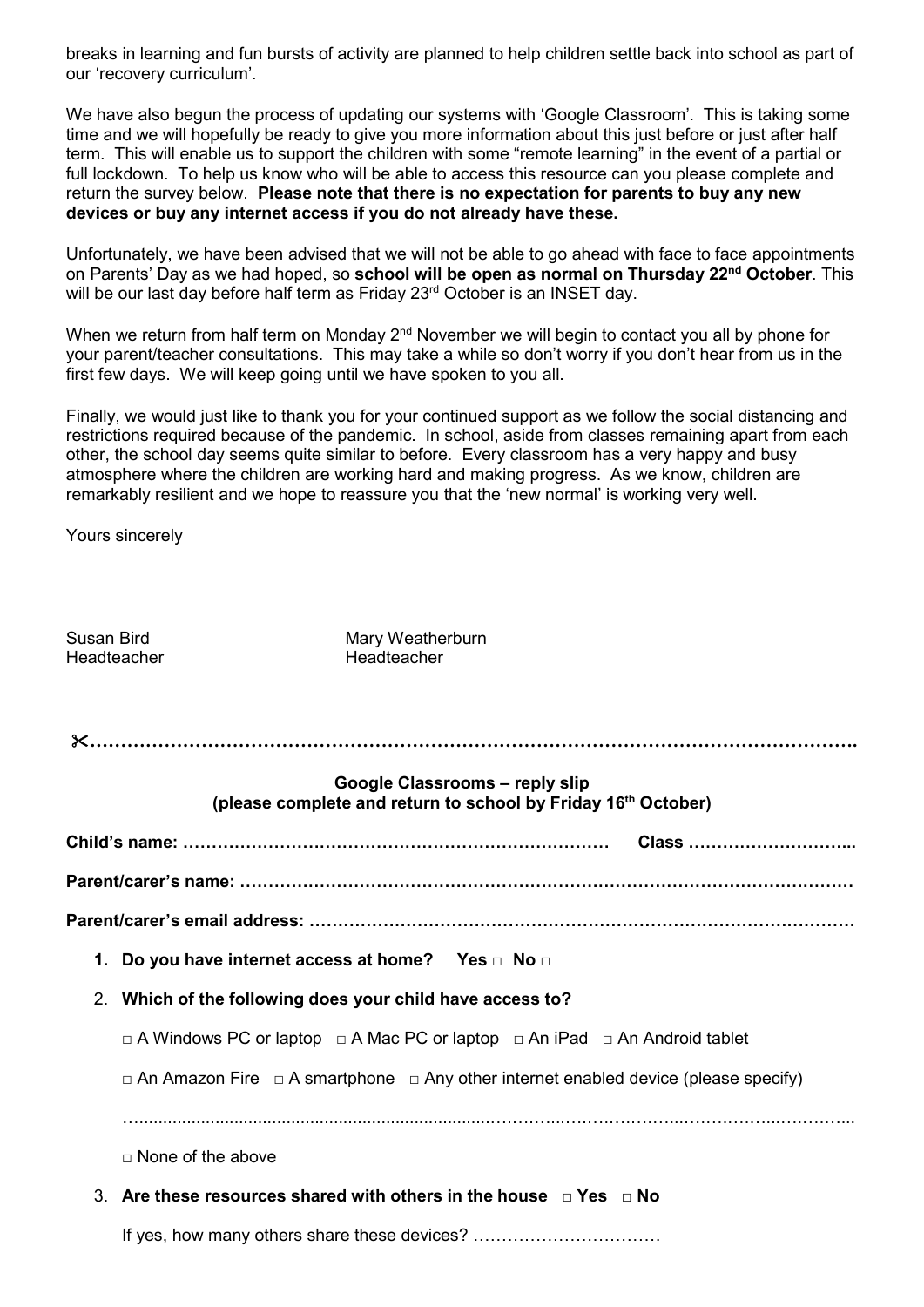breaks in learning and fun bursts of activity are planned to help children settle back into school as part of our 'recovery curriculum'.

We have also begun the process of updating our systems with 'Google Classroom'. This is taking some time and we will hopefully be ready to give you more information about this just before or just after half term. This will enable us to support the children with some "remote learning" in the event of a partial or full lockdown. To help us know who will be able to access this resource can you please complete and return the survey below. **Please note that there is no expectation for parents to buy any new devices or buy any internet access if you do not already have these.**

Unfortunately, we have been advised that we will not be able to go ahead with face to face appointments on Parents' Day as we had hoped, so **school will be open as normal on Thursday 22nd October**. This will be our last day before half term as Friday 23rd October is an INSET day.

When we return from half term on Monday 2nd November we will begin to contact you all by phone for your parent/teacher consultations. This may take a while so don't worry if you don't hear from us in the first few days. We will keep going until we have spoken to you all.

Finally, we would just like to thank you for your continued support as we follow the social distancing and restrictions required because of the pandemic. In school, aside from classes remaining apart from each other, the school day seems quite similar to before. Every classroom has a very happy and busy atmosphere where the children are working hard and making progress. As we know, children are remarkably resilient and we hope to reassure you that the 'new normal' is working very well.

Yours sincerely

Susan Bird
Headteacher

Mary Weatherburn
Headteacher

✂…………………………………………………………………………………………………………….

**Google Classrooms – reply slip**
**(please complete and return to school by Friday 16th October)**

**Child's name: ………………………………………………………………  Class ………………………..**

**Parent/carer's name: …………………………………………………………………………………………**

**Parent/carer's email address: ………………………………………………………………………………**

1. **Do you have internet access at home? Yes □ No □**
2. **Which of the following does your child have access to?**

   □ A Windows PC or laptop □ A Mac PC or laptop □ An iPad □ An Android tablet

   □ An Amazon Fire □ A smartphone □ Any other internet enabled device (please specify)

   …………………………………………………………………………………………………………

   □ None of the above
3. **Are these resources shared with others in the house □ Yes □ No**

   If yes, how many others share these devices? ……………………………